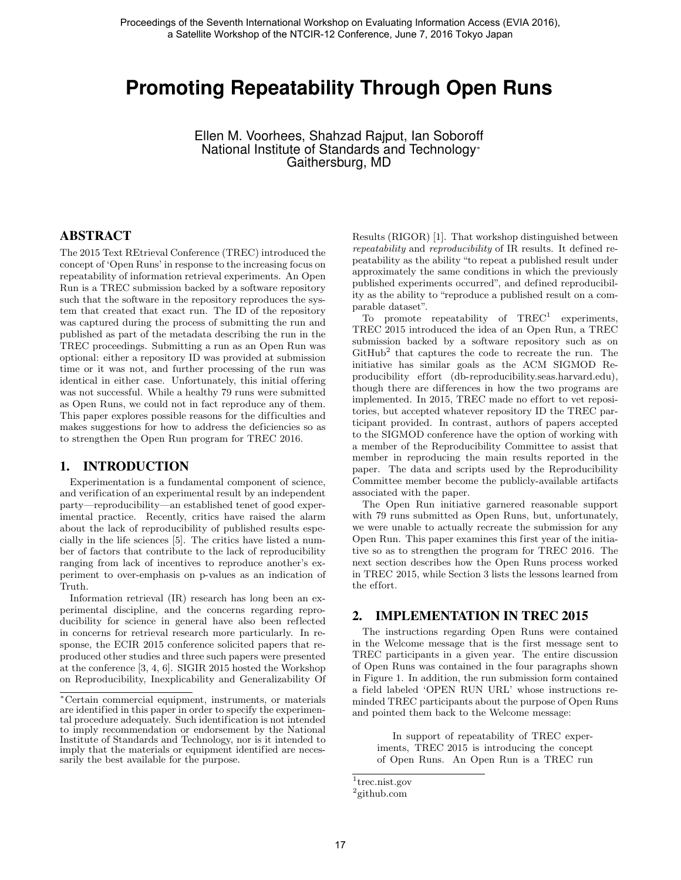# Promoting Repeatability Through Open Runs

Ellen M. Voorhees, Shahzad Rajput, Ian Soboroff
National Institute of Standards and Technology*
Gaithersburg, MD

## ABSTRACT

The 2015 Text REtrieval Conference (TREC) introduced the concept of 'Open Runs' in response to the increasing focus on repeatability of information retrieval experiments. An Open Run is a TREC submission backed by a software repository such that the software in the repository reproduces the system that created that exact run. The ID of the repository was captured during the process of submitting the run and published as part of the metadata describing the run in the TREC proceedings. Submitting a run as an Open Run was optional: either a repository ID was provided at submission time or it was not, and further processing of the run was identical in either case. Unfortunately, this initial offering was not successful. While a healthy 79 runs were submitted as Open Runs, we could not in fact reproduce any of them. This paper explores possible reasons for the difficulties and makes suggestions for how to address the deficiencies so as to strengthen the Open Run program for TREC 2016.

## 1. INTRODUCTION

Experimentation is a fundamental component of science, and verification of an experimental result by an independent party—reproducibility—an established tenet of good experimental practice. Recently, critics have raised the alarm about the lack of reproducibility of published results especially in the life sciences [5]. The critics have listed a number of factors that contribute to the lack of reproducibility ranging from lack of incentives to reproduce another's experiment to over-emphasis on p-values as an indication of Truth.

Information retrieval (IR) research has long been an experimental discipline, and the concerns regarding reproducibility for science in general have also been reflected in concerns for retrieval research more particularly. In response, the ECIR 2015 conference solicited papers that reproduced other studies and three such papers were presented at the conference [3, 4, 6]. SIGIR 2015 hosted the Workshop on Reproducibility, Inexplicability and Generalizability Of Results (RIGOR) [1]. That workshop distinguished between *repeatability* and *reproducibility* of IR results. It defined repeatability as the ability "to repeat a published result under approximately the same conditions in which the previously published experiments occurred", and defined reproducibility as the ability to "reproduce a published result on a comparable dataset".

To promote repeatability of TREC[1] experiments, TREC 2015 introduced the idea of an Open Run, a TREC submission backed by a software repository such as on GitHub[2] that captures the code to recreate the run. The initiative has similar goals as the ACM SIGMOD Reproducibility effort (db-reproducibility.seas.harvard.edu), though there are differences in how the two programs are implemented. In 2015, TREC made no effort to vet repositories, but accepted whatever repository ID the TREC participant provided. In contrast, authors of papers accepted to the SIGMOD conference have the option of working with a member of the Reproducibility Committee to assist that member in reproducing the main results reported in the paper. The data and scripts used by the Reproducibility Committee member become the publicly-available artifacts associated with the paper.

The Open Run initiative garnered reasonable support with 79 runs submitted as Open Runs, but, unfortunately, we were unable to actually recreate the submission for any Open Run. This paper examines this first year of the initiative so as to strengthen the program for TREC 2016. The next section describes how the Open Runs process worked in TREC 2015, while Section 3 lists the lessons learned from the effort.

## 2. IMPLEMENTATION IN TREC 2015

The instructions regarding Open Runs were contained in the Welcome message that is the first message sent to TREC participants in a given year. The entire discussion of Open Runs was contained in the four paragraphs shown in Figure 1. In addition, the run submission form contained a field labeled 'OPEN RUN URL' whose instructions reminded TREC participants about the purpose of Open Runs and pointed them back to the Welcome message:

> In support of repeatability of TREC experiments, TREC 2015 is introducing the concept of Open Runs. An Open Run is a TREC run

*Certain commercial equipment, instruments, or materials are identified in this paper in order to specify the experimental procedure adequately. Such identification is not intended to imply recommendation or endorsement by the National Institute of Standards and Technology, nor is it intended to imply that the materials or equipment identified are necessarily the best available for the purpose.

[1] trec.nist.gov

[2] github.com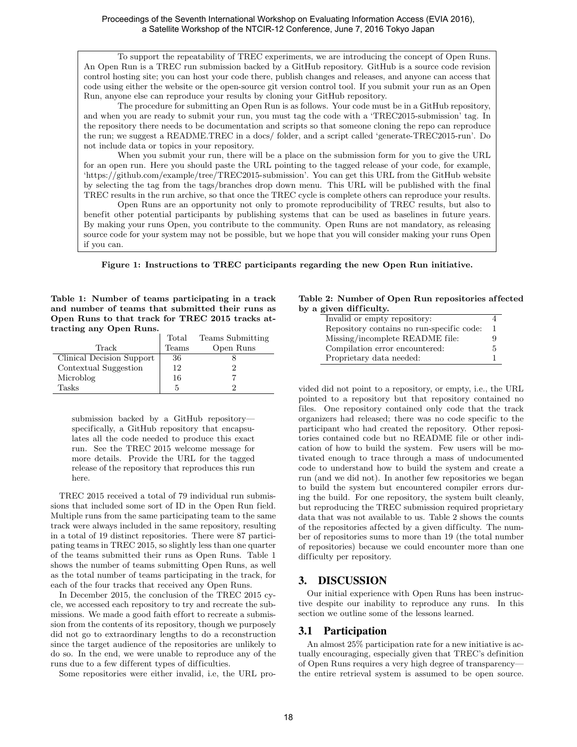To support the repeatability of TREC experiments, we are introducing the concept of Open Runs. An Open Run is a TREC run submission backed by a GitHub repository. GitHub is a source code revision control hosting site; you can host your code there, publish changes and releases, and anyone can access that code using either the website or the open-source git version control tool. If you submit your run as an Open Run, anyone else can reproduce your results by cloning your GitHub repository.

The procedure for submitting an Open Run is as follows. Your code must be in a GitHub repository, and when you are ready to submit your run, you must tag the code with a 'TREC2015-submission' tag. In the repository there needs to be documentation and scripts so that someone cloning the repo can reproduce the run; we suggest a README.TREC in a docs/ folder, and a script called 'generate-TREC2015-run'. Do not include data or topics in your repository.

When you submit your run, there will be a place on the submission form for you to give the URL for an open run. Here you should paste the URL pointing to the tagged release of your code, for example, 'https://github.com/example/tree/TREC2015-submission'. You can get this URL from the GitHub website by selecting the tag from the tags/branches drop down menu. This URL will be published with the final TREC results in the run archive, so that once the TREC cycle is complete others can reproduce your results.

Open Runs are an opportunity not only to promote reproducibility of TREC results, but also to benefit other potential participants by publishing systems that can be used as baselines in future years. By making your runs Open, you contribute to the community. Open Runs are not mandatory, as releasing source code for your system may not be possible, but we hope that you will consider making your runs Open if you can.

**Figure 1: Instructions to TREC participants regarding the new Open Run initiative.**

**Table 1: Number of teams participating in a track and number of teams that submitted their runs as Open Runs to that track for TREC 2015 tracks attracting any Open Runs.**

| Track | Total Teams | Teams Submitting Open Runs |
|---|---|---|
| Clinical Decision Support | 36 | 8 |
| Contextual Suggestion | 12 | 2 |
| Microblog | 16 | 7 |
| Tasks | 5 | 2 |

> submission backed by a GitHub repository—specifically, a GitHub repository that encapsulates all the code needed to produce this exact run. See the TREC 2015 welcome message for more details. Provide the URL for the tagged release of the repository that reproduces this run here.

TREC 2015 received a total of 79 individual run submissions that included some sort of ID in the Open Run field. Multiple runs from the same participating team to the same track were always included in the same repository, resulting in a total of 19 distinct repositories. There were 87 participating teams in TREC 2015, so slightly less than one quarter of the teams submitted their runs as Open Runs. Table 1 shows the number of teams submitting Open Runs, as well as the total number of teams participating in the track, for each of the four tracks that received any Open Runs.

In December 2015, the conclusion of the TREC 2015 cycle, we accessed each repository to try and recreate the submissions. We made a good faith effort to recreate a submission from the contents of its repository, though we purposely did not go to extraordinary lengths to do a reconstruction since the target audience of the repositories are unlikely to do so. In the end, we were unable to reproduce any of the runs due to a few different types of difficulties.

Some repositories were either invalid, i.e, the URL provided did not point to a repository, or empty, i.e., the URL pointed to a repository but that repository contained no files. One repository contained only code that the track organizers had released; there was no code specific to the participant who had created the repository. Other repositories contained code but no README file or other indication of how to build the system. Few users will be motivated enough to trace through a mass of undocumented code to understand how to build the system and create a run (and we did not). In another few repositories we began to build the system but encountered compiler errors during the build. For one repository, the system built cleanly, but reproducing the TREC submission required proprietary data that was not available to us. Table 2 shows the counts of the repositories affected by a given difficulty. The number of repositories sums to more than 19 (the total number of repositories) because we could encounter more than one difficulty per repository.

**Table 2: Number of Open Run repositories affected by a given difficulty.**

| Difficulty | Count |
|---|---|
| Invalid or empty repository: | 4 |
| Repository contains no run-specific code: | 1 |
| Missing/incomplete README file: | 9 |
| Compilation error encountered: | 5 |
| Proprietary data needed: | 1 |

## 3. DISCUSSION

Our initial experience with Open Runs has been instructive despite our inability to reproduce any runs. In this section we outline some of the lessons learned.

### 3.1 Participation

An almost 25% participation rate for a new initiative is actually encouraging, especially given that TREC's definition of Open Runs requires a very high degree of transparency—the entire retrieval system is assumed to be open source.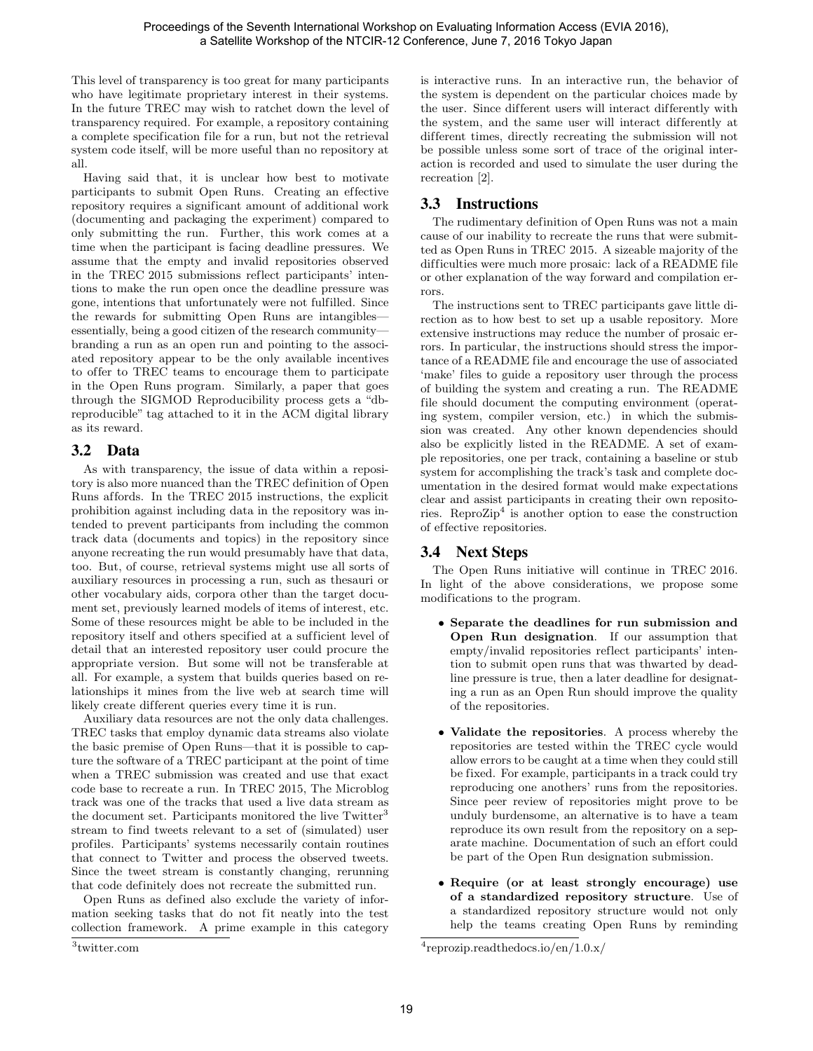This level of transparency is too great for many participants who have legitimate proprietary interest in their systems. In the future TREC may wish to ratchet down the level of transparency required. For example, a repository containing a complete specification file for a run, but not the retrieval system code itself, will be more useful than no repository at all.

Having said that, it is unclear how best to motivate participants to submit Open Runs. Creating an effective repository requires a significant amount of additional work (documenting and packaging the experiment) compared to only submitting the run. Further, this work comes at a time when the participant is facing deadline pressures. We assume that the empty and invalid repositories observed in the TREC 2015 submissions reflect participants' intentions to make the run open once the deadline pressure was gone, intentions that unfortunately were not fulfilled. Since the rewards for submitting Open Runs are intangibles—essentially, being a good citizen of the research community—branding a run as an open run and pointing to the associated repository appear to be the only available incentives to offer to TREC teams to encourage them to participate in the Open Runs program. Similarly, a paper that goes through the SIGMOD Reproducibility process gets a "db-reproducible" tag attached to it in the ACM digital library as its reward.

## 3.2 Data

As with transparency, the issue of data within a repository is also more nuanced than the TREC definition of Open Runs affords. In the TREC 2015 instructions, the explicit prohibition against including data in the repository was intended to prevent participants from including the common track data (documents and topics) in the repository since anyone recreating the run would presumably have that data, too. But, of course, retrieval systems might use all sorts of auxiliary resources in processing a run, such as thesauri or other vocabulary aids, corpora other than the target document set, previously learned models of items of interest, etc. Some of these resources might be able to be included in the repository itself and others specified at a sufficient level of detail that an interested repository user could procure the appropriate version. But some will not be transferable at all. For example, a system that builds queries based on relationships it mines from the live web at search time will likely create different queries every time it is run.

Auxiliary data resources are not the only data challenges. TREC tasks that employ dynamic data streams also violate the basic premise of Open Runs—that it is possible to capture the software of a TREC participant at the point of time when a TREC submission was created and use that exact code base to recreate a run. In TREC 2015, The Microblog track was one of the tracks that used a live data stream as the document set. Participants monitored the live Twitter[3] stream to find tweets relevant to a set of (simulated) user profiles. Participants' systems necessarily contain routines that connect to Twitter and process the observed tweets. Since the tweet stream is constantly changing, rerunning that code definitely does not recreate the submitted run.

Open Runs as defined also exclude the variety of information seeking tasks that do not fit neatly into the test collection framework. A prime example in this category is interactive runs. In an interactive run, the behavior of the system is dependent on the particular choices made by the user. Since different users will interact differently with the system, and the same user will interact differently at different times, directly recreating the submission will not be possible unless some sort of trace of the original interaction is recorded and used to simulate the user during the recreation [2].

## 3.3 Instructions

The rudimentary definition of Open Runs was not a main cause of our inability to recreate the runs that were submitted as Open Runs in TREC 2015. A sizeable majority of the difficulties were much more prosaic: lack of a README file or other explanation of the way forward and compilation errors.

The instructions sent to TREC participants gave little direction as to how best to set up a usable repository. More extensive instructions may reduce the number of prosaic errors. In particular, the instructions should stress the importance of a README file and encourage the use of associated 'make' files to guide a repository user through the process of building the system and creating a run. The README file should document the computing environment (operating system, compiler version, etc.) in which the submission was created. Any other known dependencies should also be explicitly listed in the README. A set of example repositories, one per track, containing a baseline or stub system for accomplishing the track's task and complete documentation in the desired format would make expectations clear and assist participants in creating their own repositories. ReproZip[4] is another option to ease the construction of effective repositories.

## 3.4 Next Steps

The Open Runs initiative will continue in TREC 2016. In light of the above considerations, we propose some modifications to the program.

- **Separate the deadlines for run submission and Open Run designation**. If our assumption that empty/invalid repositories reflect participants' intention to submit open runs that was thwarted by deadline pressure is true, then a later deadline for designating a run as an Open Run should improve the quality of the repositories.
- **Validate the repositories**. A process whereby the repositories are tested within the TREC cycle would allow errors to be caught at a time when they could still be fixed. For example, participants in a track could try reproducing one anothers' runs from the repositories. Since peer review of repositories might prove to be unduly burdensome, an alternative is to have a team reproduce its own result from the repository on a separate machine. Documentation of such an effort could be part of the Open Run designation submission.
- **Require (or at least strongly encourage) use of a standardized repository structure**. Use of a standardized repository structure would not only help the teams creating Open Runs by reminding

[3] twitter.com

[4] reprozip.readthedocs.io/en/1.0.x/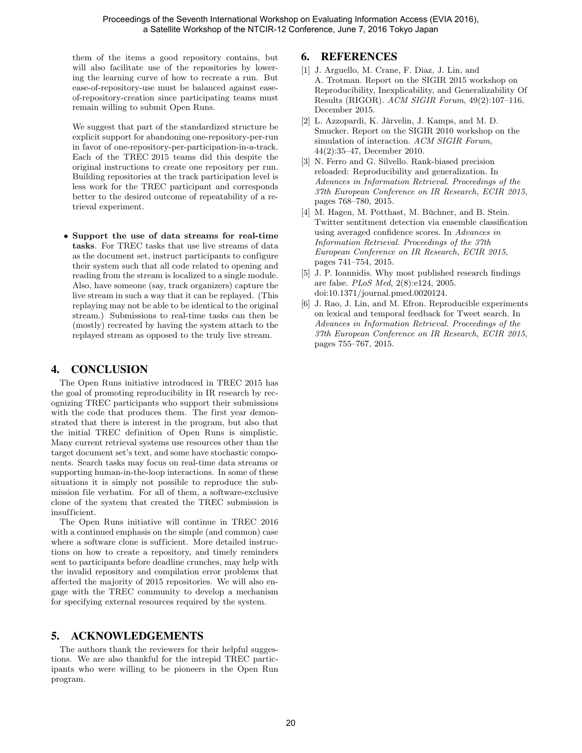them of the items a good repository contains, but will also facilitate use of the repositories by lowering the learning curve of how to recreate a run. But ease-of-repository-use must be balanced against ease-of-repository-creation since participating teams must remain willing to submit Open Runs.

We suggest that part of the standardized structure be explicit support for abandoning one-repository-per-run in favor of one-repository-per-participation-in-a-track. Each of the TREC 2015 teams did this despite the original instructions to create one repository per run. Building repositories at the track participation level is less work for the TREC participant and corresponds better to the desired outcome of repeatability of a retrieval experiment.

- **Support the use of data streams for real-time tasks**. For TREC tasks that use live streams of data as the document set, instruct participants to configure their system such that all code related to opening and reading from the stream is localized to a single module. Also, have someone (say, track organizers) capture the live stream in such a way that it can be replayed. (This replaying may not be able to be identical to the original stream.) Submissions to real-time tasks can then be (mostly) recreated by having the system attach to the replayed stream as opposed to the truly live stream.

## 4. CONCLUSION

The Open Runs initiative introduced in TREC 2015 has the goal of promoting reproducibility in IR research by recognizing TREC participants who support their submissions with the code that produces them. The first year demonstrated that there is interest in the program, but also that the initial TREC definition of Open Runs is simplistic. Many current retrieval systems use resources other than the target document set's text, and some have stochastic components. Search tasks may focus on real-time data streams or supporting human-in-the-loop interactions. In some of these situations it is simply not possible to reproduce the submission file verbatim. For all of them, a software-exclusive clone of the system that created the TREC submission is insufficient.

The Open Runs initiative will continue in TREC 2016 with a continued emphasis on the simple (and common) case where a software clone is sufficient. More detailed instructions on how to create a repository, and timely reminders sent to participants before deadline crunches, may help with the invalid repository and compilation error problems that affected the majority of 2015 repositories. We will also engage with the TREC community to develop a mechanism for specifying external resources required by the system.

## 5. ACKNOWLEDGEMENTS

The authors thank the reviewers for their helpful suggestions. We are also thankful for the intrepid TREC participants who were willing to be pioneers in the Open Run program.

## 6. REFERENCES

[1] J. Arguello, M. Crane, F. Diaz, J. Lin, and A. Trotman. Report on the SIGIR 2015 workshop on Reproducibility, Inexplicability, and Generalizability Of Results (RIGOR). *ACM SIGIR Forum*, 49(2):107–116, December 2015.

[2] L. Azzopardi, K. Järvelin, J. Kamps, and M. D. Smucker. Report on the SIGIR 2010 workshop on the simulation of interaction. *ACM SIGIR Forum*, 44(2):35–47, December 2010.

[3] N. Ferro and G. Silvello. Rank-biased precision reloaded: Reproducibility and generalization. In *Advances in Information Retrieval. Proceedings of the 37th European Conference on IR Research, ECIR 2015*, pages 768–780, 2015.

[4] M. Hagen, M. Potthast, M. Büchner, and B. Stein. Twitter sentiment detection via ensemble classification using averaged confidence scores. In *Advances in Information Retrieval. Proceedings of the 37th European Conference on IR Research, ECIR 2015*, pages 741–754, 2015.

[5] J. P. Ioannidis. Why most published research findings are false. *PLoS Med*, 2(8):e124, 2005. doi:10.1371/journal.pmed.0020124.

[6] J. Rao, J. Lin, and M. Efron. Reproducible experiments on lexical and temporal feedback for Tweet search. In *Advances in Information Retrieval. Proceedings of the 37th European Conference on IR Research, ECIR 2015*, pages 755–767, 2015.